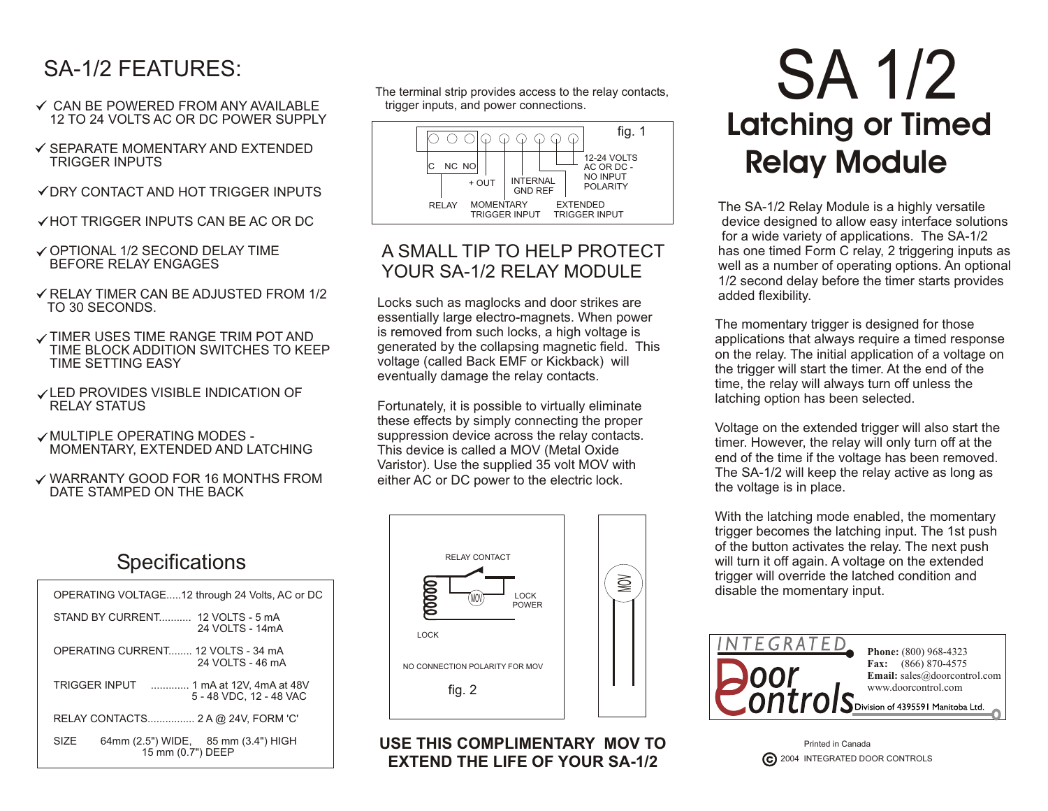# SA 1/2

## Latching or Timed Relay Module

The SA-1/2 Relay Module is a highly versatile device designed to allow easy interface solutions for a wide variety of applications. The SA-1/2 has one timed Form C relay, 2 triggering inputs as well as a number of operating options. An optional 1/2 second delay before the timer starts provides added flexibility.

The momentary trigger is designed for those applications that always require a timed response on the relay. The initial application of a voltage on the trigger will start the timer. At the end of the time, the relay will always turn off unless the latching option has been selected.

Voltage on the extended trigger will also start the timer. However, the relay will only turn off at the end of the time if the voltage has been removed. The SA-1/2 will keep the relay active as long as the voltage is in place.

With the latching mode enabled, the momentary trigger becomes the latching input. The 1st push of the button activates the relay. The next push will turn it off again. A voltage on the extended trigger will override the latched condition and disable the momentary input.

## SA-1/2 FEATURES:

- ✓ CAN BE POWERED FROM ANY AVAILABLE 12 TO 24 VOLTS AC OR DC POWER SUPPLY
- ✓ SEPARATE MOMENTARY AND EXTENDED TRIGGER INPUTS
- ✓ DRY CONTACT AND HOT TRIGGER INPUTS
- ✓ HOT TRIGGER INPUTS CAN BE AC OR DC
- ✓ OPTIONAL 1/2 SECOND DELAY TIME BEFORE RELAY ENGAGES
- ✓ RELAY TIMER CAN BE ADJUSTED FROM 1/2 TO 30 SECONDS.
- ✓ TIMER USES TIME RANGE TRIM POT AND TIME BLOCK ADDITION SWITCHES TO KEEP TIME SETTING EASY
- ✓ LED PROVIDES VISIBLE INDICATION OF RELAY STATUS
- ✓ MULTIPLE OPERATING MODES - MOMENTARY, EXTENDED AND LATCHING
- ✓ WARRANTY GOOD FOR 16 MONTHS FROM DATE STAMPED ON THE BACK

## Specifications

| | |
|---|---|
| OPERATING VOLTAGE | 12 through 24 Volts, AC or DC |
| STAND BY CURRENT | 12 VOLTS - 5 mA<br>24 VOLTS - 14mA |
| OPERATING CURRENT | 12 VOLTS - 34 mA<br>24 VOLTS - 46 mA |
| TRIGGER INPUT | 1 mA at 12V, 4mA at 48V<br>5 - 48 VDC, 12 - 48 VAC |
| RELAY CONTACTS | 2 A @ 24V, FORM 'C' |
| SIZE | 64mm (2.5") WIDE, 85 mm (3.4") HIGH<br>15 mm (0.7") DEEP |

The terminal strip provides access to the relay contacts, trigger inputs, and power connections.

fig. 1 — C, NC, NO (RELAY); + OUT; MOMENTARY TRIGGER INPUT; INTERNAL GND REF; EXTENDED TRIGGER INPUT; 12-24 VOLTS AC OR DC - NO INPUT POLARITY

## A SMALL TIP TO HELP PROTECT YOUR SA-1/2 RELAY MODULE

Locks such as maglocks and door strikes are essentially large electro-magnets. When power is removed from such locks, a high voltage is generated by the collapsing magnetic field. This voltage (called Back EMF or Kickback) will eventually damage the relay contacts.

Fortunately, it is possible to virtually eliminate these effects by simply connecting the proper suppression device across the relay contacts. This device is called a MOV (Metal Oxide Varistor). Use the supplied 35 volt MOV with either AC or DC power to the electric lock.

fig. 2 — RELAY CONTACT; MOV; LOCK POWER; LOCK; NO CONNECTION POLARITY FOR MOV

**USE THIS COMPLIMENTARY MOV TO EXTEND THE LIFE OF YOUR SA-1/2**

INTEGRATED Door Controls
Division of 4395591 Manitoba Ltd.

**Phone:** (800) 968-4323
**Fax:** (866) 870-4575
**Email:** sales@doorcontrol.com
www.doorcontrol.com

Printed in Canada
© 2004 INTEGRATED DOOR CONTROLS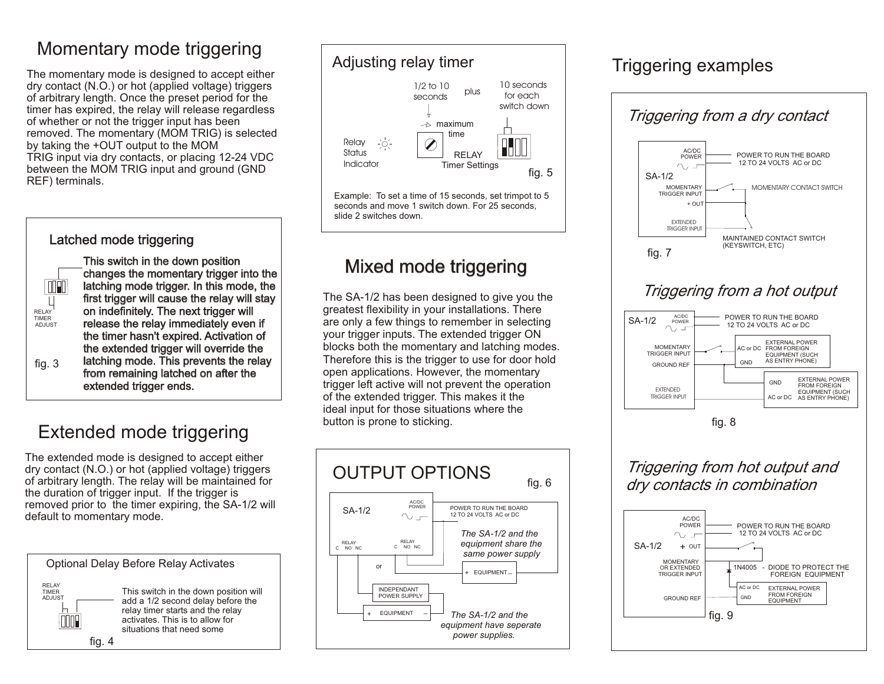# Momentary mode triggering

The momentary mode is designed to accept either dry contact (N.O.) or hot (applied voltage) triggers of arbitrary length. Once the preset period for the timer has expired, the relay will release regardless of whether or not the trigger input has been removed. The momentary (MOM TRIG) is selected by taking the +OUT output to the MOM TRIG input via dry contacts, or placing 12-24 VDC between the MOM TRIG input and ground (GND REF) terminals.

## Latched mode triggering

RELAY TIMER ADJUST

This switch in the down position changes the momentary trigger into the latching mode trigger. In this mode, the first trigger will cause the relay will stay on indefinitely. The next trigger will release the relay immediately even if the timer hasn't expired. Activation of the extended trigger will override the latching mode. This prevents the relay from remaining latched on after the extended trigger ends.

fig. 3

# Extended mode triggering

The extended mode is designed to accept either dry contact (N.O.) or hot (applied voltage) triggers of arbitrary length. The relay will be maintained for the duration of trigger input. If the trigger is removed prior to the timer expiring, the SA-1/2 will default to momentary mode.

## Optional Delay Before Relay Activates

RELAY TIMER ADJUST

This switch in the down position will add a 1/2 second delay before the relay timer starts and the relay activates. This is to allow for situations that need some

fig. 4

## Adjusting relay timer

1/2 to 10 seconds plus 10 seconds for each switch down

maximum time

Relay Status Indicator

RELAY Timer Settings

fig. 5

Example: To set a time of 15 seconds, set trimpot to 5 seconds and move 1 switch down. For 25 seconds, slide 2 switches down.

# Mixed mode triggering

The SA-1/2 has been designed to give you the greatest flexibility in your installations. There are only a few things to remember in selecting your trigger inputs. The extended trigger ON blocks both the momentary and latching modes. Therefore this is the trigger to use for door hold open applications. However, the momentary trigger left active will not prevent the operation of the extended trigger. This makes it the ideal input for those situations where the button is prone to sticking.

# OUTPUT OPTIONS

fig. 6

SA-1/2

AC/DC POWER

POWER TO RUN THE BOARD 12 TO 24 VOLTS AC or DC

RELAY C NO NC

RELAY C NO NC

*The SA-1/2 and the equipment share the same power supply*

or

+ EQUIPMENT –

INDEPENDANT POWER SUPPLY

+ EQUIPMENT –

*The SA-1/2 and the equipment have seperate power supplies.*

# Triggering examples

## *Triggering from a dry contact*

AC/DC POWER

POWER TO RUN THE BOARD 12 TO 24 VOLTS AC or DC

SA-1/2

MOMENTARY TRIGGER INPUT

+ OUT

MOMENTARY CONTACT SWITCH

EXTENDED TRIGGER INPUT

MAINTAINED CONTACT SWITCH (KEYSWITCH, ETC)

fig. 7

## *Triggering from a hot output*

SA-1/2

AC/DC POWER

POWER TO RUN THE BOARD 12 TO 24 VOLTS AC or DC

MOMENTARY TRIGGER INPUT

GROUND REF

AC or DC GND

EXTERNAL POWER FROM FOREIGN EQUIPMENT (SUCH AS ENTRY PHONE)

EXTENDED TRIGGER INPUT

GND AC or DC

EXTERNAL POWER FROM FOREIGN EQUIPMENT (SUCH AS ENTRY PHONE)

fig. 8

## *Triggering from hot output and dry contacts in combination*

AC/DC POWER

POWER TO RUN THE BOARD 12 TO 24 VOLTS AC or DC

SA-1/2

+ OUT

MOMENTARY OR EXTENDED TRIGGER INPUT

1N4005 - DIODE TO PROTECT THE FOREIGN EQUIPMENT

AC or DC GND

EXTERNAL POWER FROM FOREIGN EQUIPMENT

GROUND REF

fig. 9